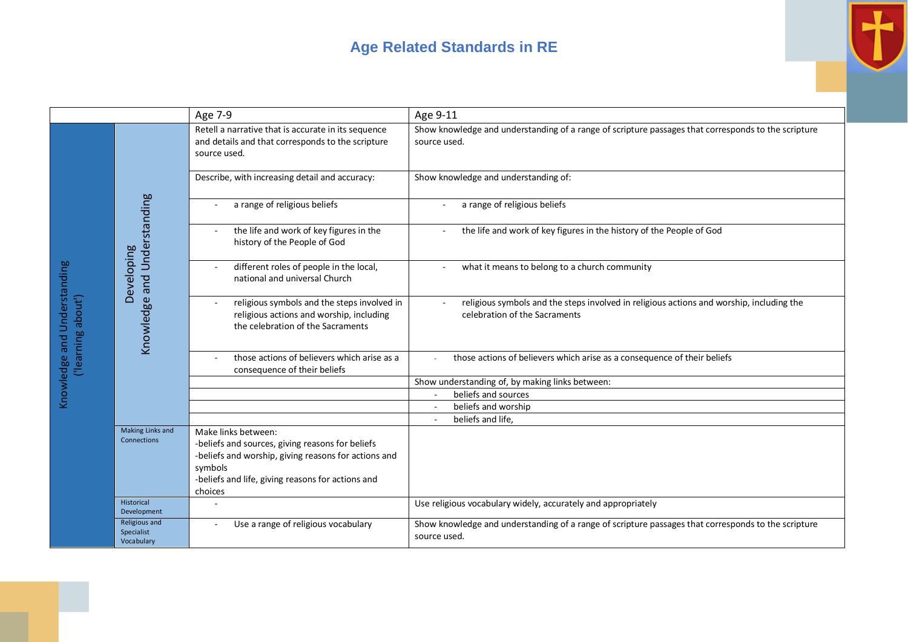# Age Related Standards in RE

| | | Age 7-9 | Age 9-11 |
|---|---|---|---|
| Knowledge and Understanding ('learning about') | Developing Knowledge and Understanding | Retell a narrative that is accurate in its sequence and details and that corresponds to the scripture source used. | Show knowledge and understanding of a range of scripture passages that corresponds to the scripture source used. |
| | | Describe, with increasing detail and accuracy: | Show knowledge and understanding of: |
| | | - a range of religious beliefs | - a range of religious beliefs |
| | | - the life and work of key figures in the history of the People of God | - the life and work of key figures in the history of the People of God |
| | | - different roles of people in the local, national and universal Church | - what it means to belong to a church community |
| | | - religious symbols and the steps involved in religious actions and worship, including the celebration of the Sacraments | - religious symbols and the steps involved in religious actions and worship, including the celebration of the Sacraments |
| | | - those actions of believers which arise as a consequence of their beliefs | - those actions of believers which arise as a consequence of their beliefs |
| | | | Show understanding of, by making links between: |
| | | | - beliefs and sources |
| | | | - beliefs and worship |
| | | | - beliefs and life, |
| | Making Links and Connections | Make links between:<br>-beliefs and sources, giving reasons for beliefs<br>-beliefs and worship, giving reasons for actions and symbols<br>-beliefs and life, giving reasons for actions and choices | |
| | Historical Development | - | Use religious vocabulary widely, accurately and appropriately |
| | Religious and Specialist Vocabulary | - Use a range of religious vocabulary | Show knowledge and understanding of a range of scripture passages that corresponds to the scripture source used. |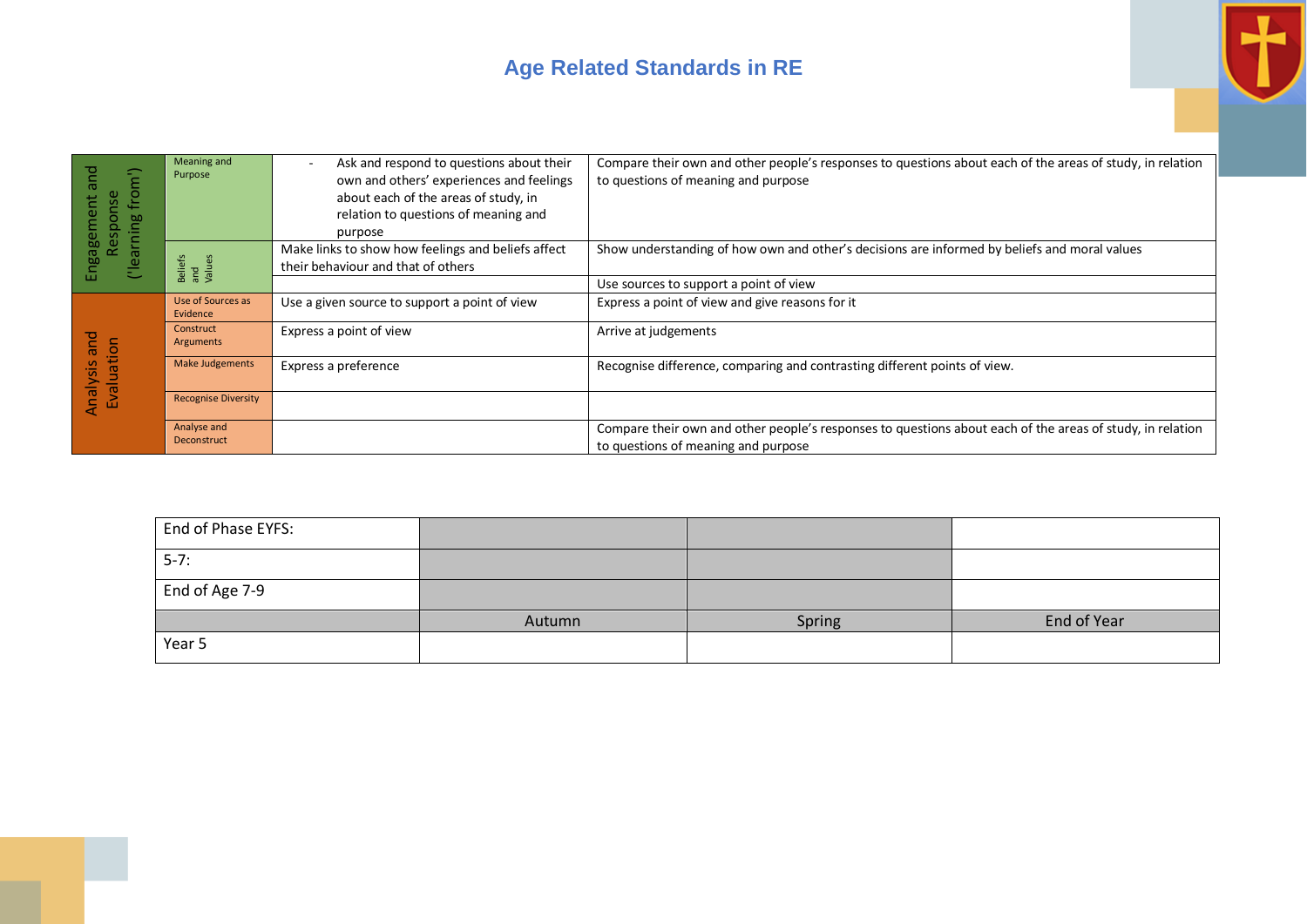# Age Related Standards in RE

| | | | |
|---|---|---|---|
| Engagement and Response ('learning from') | Meaning and Purpose | - Ask and respond to questions about their own and others' experiences and feelings about each of the areas of study, in relation to questions of meaning and purpose | Compare their own and other people's responses to questions about each of the areas of study, in relation to questions of meaning and purpose |
| | Beliefs and Values | Make links to show how feelings and beliefs affect their behaviour and that of others | Show understanding of how own and other's decisions are informed by beliefs and moral values |
| | | | Use sources to support a point of view |
| Analysis and Evaluation | Use of Sources as Evidence | Use a given source to support a point of view | Express a point of view and give reasons for it |
| | Construct Arguments | Express a point of view | Arrive at judgements |
| | Make Judgements | Express a preference | Recognise difference, comparing and contrasting different points of view. |
| | Recognise Diversity | | |
| | Analyse and Deconstruct | | Compare their own and other people's responses to questions about each of the areas of study, in relation to questions of meaning and purpose |

| | | | |
|---|---|---|---|
| End of Phase EYFS: | | | |
| 5-7: | | | |
| End of Age 7-9 | | | |
| | Autumn | Spring | End of Year |
| Year 5 | | | |